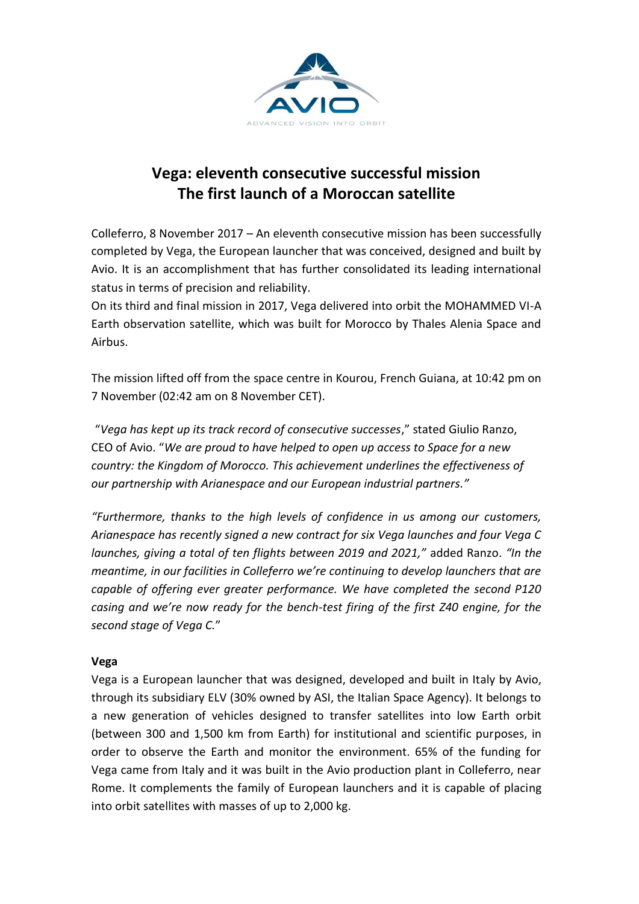# Vega: eleventh consecutive successful mission
# The first launch of a Moroccan satellite

Colleferro, 8 November 2017 – An eleventh consecutive mission has been successfully completed by Vega, the European launcher that was conceived, designed and built by Avio. It is an accomplishment that has further consolidated its leading international status in terms of precision and reliability.
On its third and final mission in 2017, Vega delivered into orbit the MOHAMMED VI-A Earth observation satellite, which was built for Morocco by Thales Alenia Space and Airbus.

The mission lifted off from the space centre in Kourou, French Guiana, at 10:42 pm on 7 November (02:42 am on 8 November CET).

"*Vega has kept up its track record of consecutive successes*," stated Giulio Ranzo, CEO of Avio. "*We are proud to have helped to open up access to Space for a new country: the Kingdom of Morocco. This achievement underlines the effectiveness of our partnership with Arianespace and our European industrial partners."*

*"Furthermore, thanks to the high levels of confidence in us among our customers, Arianespace has recently signed a new contract for six Vega launches and four Vega C launches, giving a total of ten flights between 2019 and 2021,"* added Ranzo. *"In the meantime, in our facilities in Colleferro we're continuing to develop launchers that are capable of offering ever greater performance. We have completed the second P120 casing and we're now ready for the bench-test firing of the first Z40 engine, for the second stage of Vega C.*"

**Vega**

Vega is a European launcher that was designed, developed and built in Italy by Avio, through its subsidiary ELV (30% owned by ASI, the Italian Space Agency). It belongs to a new generation of vehicles designed to transfer satellites into low Earth orbit (between 300 and 1,500 km from Earth) for institutional and scientific purposes, in order to observe the Earth and monitor the environment. 65% of the funding for Vega came from Italy and it was built in the Avio production plant in Colleferro, near Rome. It complements the family of European launchers and it is capable of placing into orbit satellites with masses of up to 2,000 kg.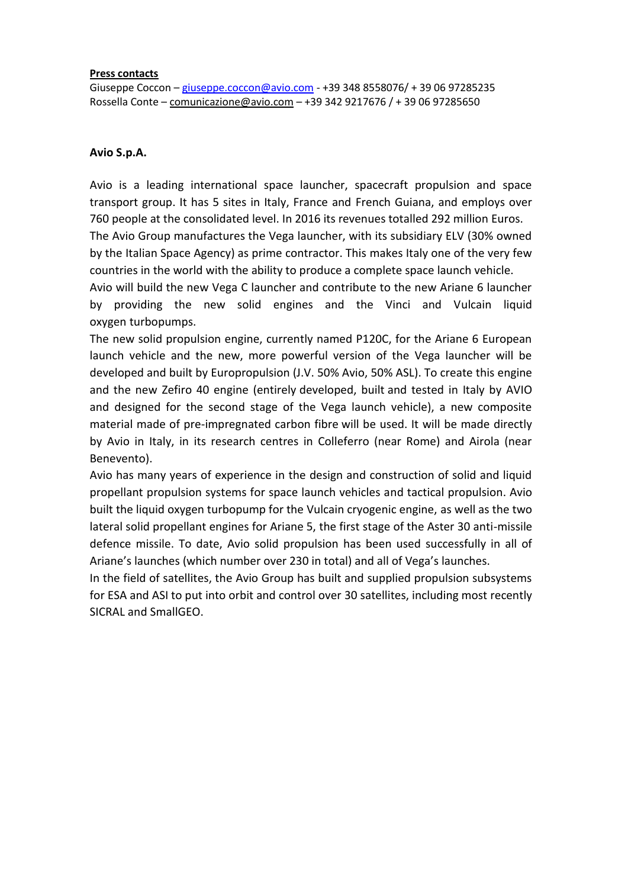**Press contacts**

Giuseppe Coccon – giuseppe.coccon@avio.com - +39 348 8558076/ + 39 06 97285235
Rossella Conte – comunicazione@avio.com – +39 342 9217676 / + 39 06 97285650

**Avio S.p.A.**

Avio is a leading international space launcher, spacecraft propulsion and space transport group. It has 5 sites in Italy, France and French Guiana, and employs over 760 people at the consolidated level. In 2016 its revenues totalled 292 million Euros.
The Avio Group manufactures the Vega launcher, with its subsidiary ELV (30% owned by the Italian Space Agency) as prime contractor. This makes Italy one of the very few countries in the world with the ability to produce a complete space launch vehicle.
Avio will build the new Vega C launcher and contribute to the new Ariane 6 launcher by providing the new solid engines and the Vinci and Vulcain liquid oxygen turbopumps.
The new solid propulsion engine, currently named P120C, for the Ariane 6 European launch vehicle and the new, more powerful version of the Vega launcher will be developed and built by Europropulsion (J.V. 50% Avio, 50% ASL). To create this engine and the new Zefiro 40 engine (entirely developed, built and tested in Italy by AVIO and designed for the second stage of the Vega launch vehicle), a new composite material made of pre-impregnated carbon fibre will be used. It will be made directly by Avio in Italy, in its research centres in Colleferro (near Rome) and Airola (near Benevento).
Avio has many years of experience in the design and construction of solid and liquid propellant propulsion systems for space launch vehicles and tactical propulsion. Avio built the liquid oxygen turbopump for the Vulcain cryogenic engine, as well as the two lateral solid propellant engines for Ariane 5, the first stage of the Aster 30 anti-missile defence missile. To date, Avio solid propulsion has been used successfully in all of Ariane's launches (which number over 230 in total) and all of Vega's launches.
In the field of satellites, the Avio Group has built and supplied propulsion subsystems for ESA and ASI to put into orbit and control over 30 satellites, including most recently SICRAL and SmallGEO.